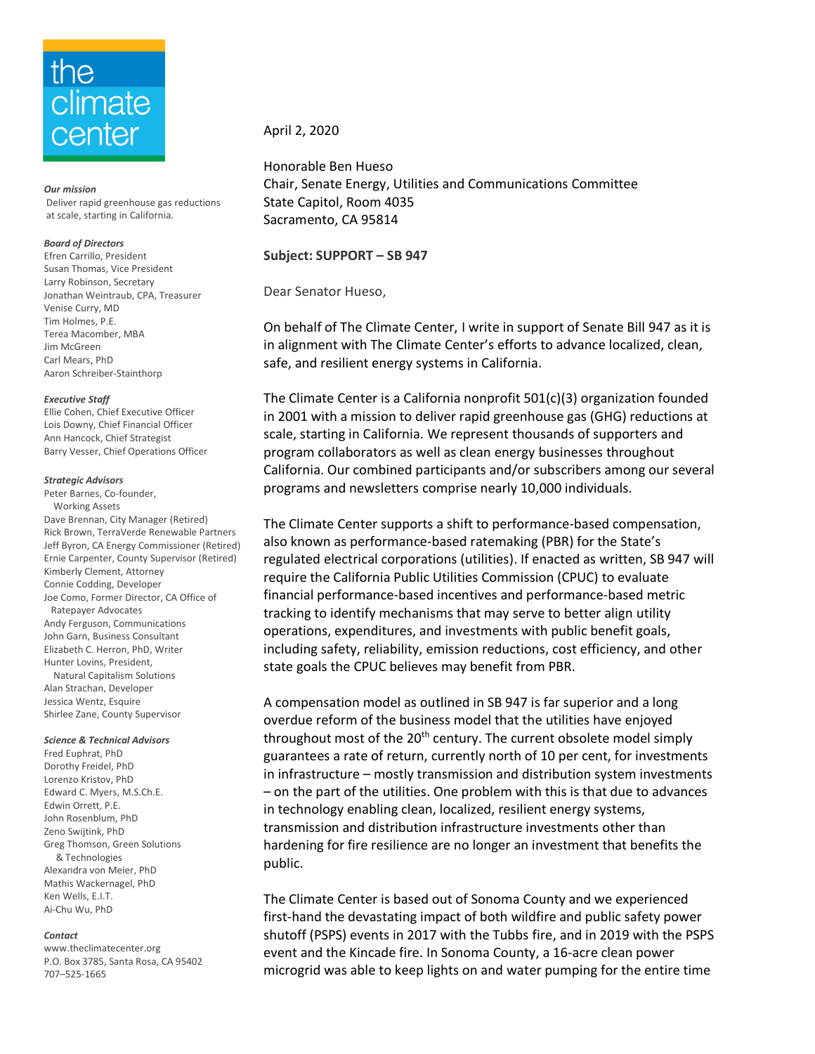the climate center

***Our mission***
Deliver rapid greenhouse gas reductions at scale, starting in California.

***Board of Directors***
Efren Carrillo, President
Susan Thomas, Vice President
Larry Robinson, Secretary
Jonathan Weintraub, CPA, Treasurer
Venise Curry, MD
Tim Holmes, P.E.
Terea Macomber, MBA
Jim McGreen
Carl Mears, PhD
Aaron Schreiber-Stainthorp

***Executive Staff***
Ellie Cohen, Chief Executive Officer
Lois Downy, Chief Financial Officer
Ann Hancock, Chief Strategist
Barry Vesser, Chief Operations Officer

***Strategic Advisors***
Peter Barnes, Co-founder, Working Assets
Dave Brennan, City Manager (Retired)
Rick Brown, TerraVerde Renewable Partners
Jeff Byron, CA Energy Commissioner (Retired)
Ernie Carpenter, County Supervisor (Retired)
Kimberly Clement, Attorney
Connie Codding, Developer
Joe Como, Former Director, CA Office of Ratepayer Advocates
Andy Ferguson, Communications
John Garn, Business Consultant
Elizabeth C. Herron, PhD, Writer
Hunter Lovins, President, Natural Capitalism Solutions
Alan Strachan, Developer
Jessica Wentz, Esquire
Shirlee Zane, County Supervisor

***Science & Technical Advisors***
Fred Euphrat, PhD
Dorothy Freidel, PhD
Lorenzo Kristov, PhD
Edward C. Myers, M.S.Ch.E.
Edwin Orrett, P.E.
John Rosenblum, PhD
Zeno Swijtink, PhD
Greg Thomson, Green Solutions & Technologies
Alexandra von Meier, PhD
Mathis Wackernagel, PhD
Ken Wells, E.I.T.
Ai-Chu Wu, PhD

***Contact***
www.theclimatecenter.org
P.O. Box 3785, Santa Rosa, CA 95402
707–525-1665

April 2, 2020

Honorable Ben Hueso
Chair, Senate Energy, Utilities and Communications Committee
State Capitol, Room 4035
Sacramento, CA 95814

**Subject: SUPPORT – SB 947**

Dear Senator Hueso,

On behalf of The Climate Center, I write in support of Senate Bill 947 as it is in alignment with The Climate Center's efforts to advance localized, clean, safe, and resilient energy systems in California.

The Climate Center is a California nonprofit 501(c)(3) organization founded in 2001 with a mission to deliver rapid greenhouse gas (GHG) reductions at scale, starting in California. We represent thousands of supporters and program collaborators as well as clean energy businesses throughout California. Our combined participants and/or subscribers among our several programs and newsletters comprise nearly 10,000 individuals.

The Climate Center supports a shift to performance-based compensation, also known as performance-based ratemaking (PBR) for the State's regulated electrical corporations (utilities). If enacted as written, SB 947 will require the California Public Utilities Commission (CPUC) to evaluate financial performance-based incentives and performance-based metric tracking to identify mechanisms that may serve to better align utility operations, expenditures, and investments with public benefit goals, including safety, reliability, emission reductions, cost efficiency, and other state goals the CPUC believes may benefit from PBR.

A compensation model as outlined in SB 947 is far superior and a long overdue reform of the business model that the utilities have enjoyed throughout most of the 20th century. The current obsolete model simply guarantees a rate of return, currently north of 10 per cent, for investments in infrastructure – mostly transmission and distribution system investments – on the part of the utilities. One problem with this is that due to advances in technology enabling clean, localized, resilient energy systems, transmission and distribution infrastructure investments other than hardening for fire resilience are no longer an investment that benefits the public.

The Climate Center is based out of Sonoma County and we experienced first-hand the devastating impact of both wildfire and public safety power shutoff (PSPS) events in 2017 with the Tubbs fire, and in 2019 with the PSPS event and the Kincade fire. In Sonoma County, a 16-acre clean power microgrid was able to keep lights on and water pumping for the entire time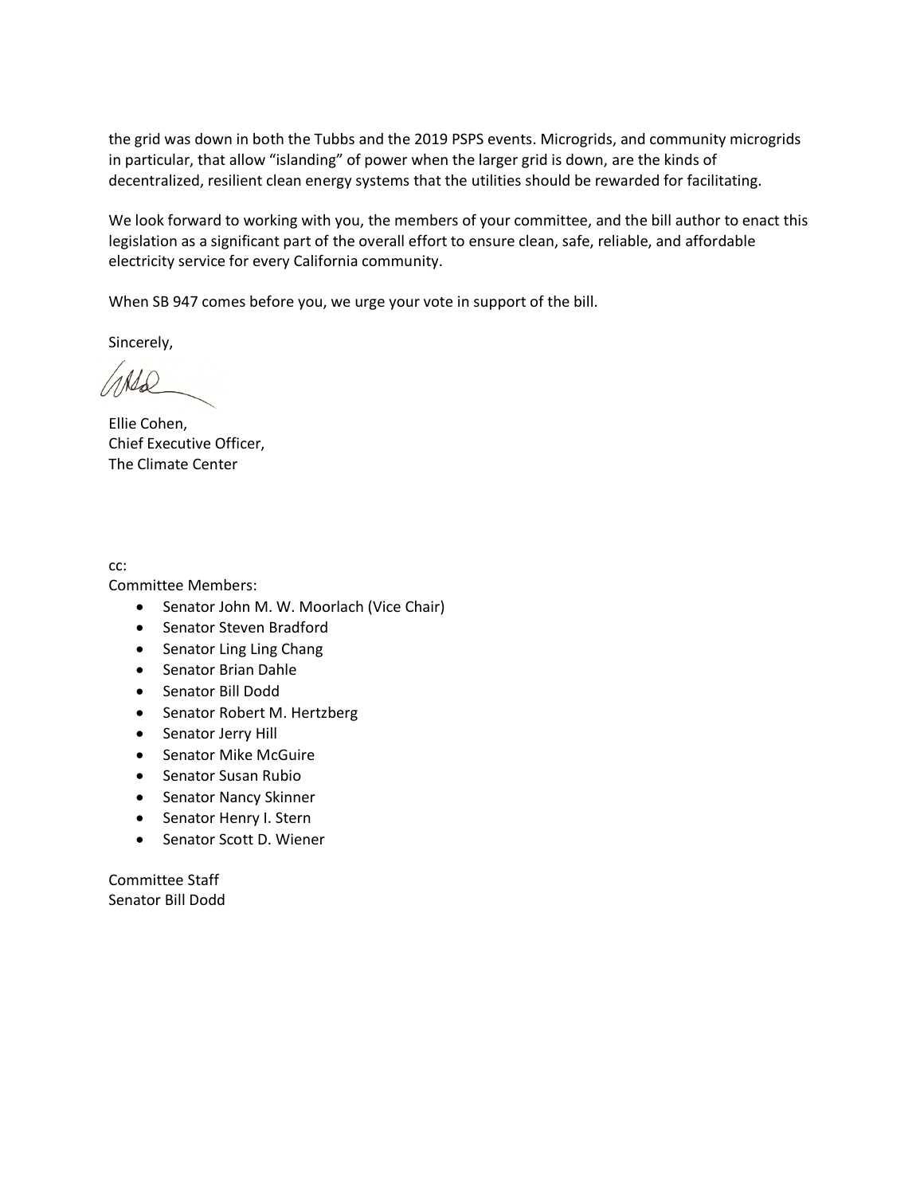the grid was down in both the Tubbs and the 2019 PSPS events. Microgrids, and community microgrids in particular, that allow "islanding" of power when the larger grid is down, are the kinds of decentralized, resilient clean energy systems that the utilities should be rewarded for facilitating.

We look forward to working with you, the members of your committee, and the bill author to enact this legislation as a significant part of the overall effort to ensure clean, safe, reliable, and affordable electricity service for every California community.

When SB 947 comes before you, we urge your vote in support of the bill.

Sincerely,

Ellie Cohen,
Chief Executive Officer,
The Climate Center

cc:
Committee Members:

- Senator John M. W. Moorlach (Vice Chair)
- Senator Steven Bradford
- Senator Ling Ling Chang
- Senator Brian Dahle
- Senator Bill Dodd
- Senator Robert M. Hertzberg
- Senator Jerry Hill
- Senator Mike McGuire
- Senator Susan Rubio
- Senator Nancy Skinner
- Senator Henry I. Stern
- Senator Scott D. Wiener

Committee Staff
Senator Bill Dodd